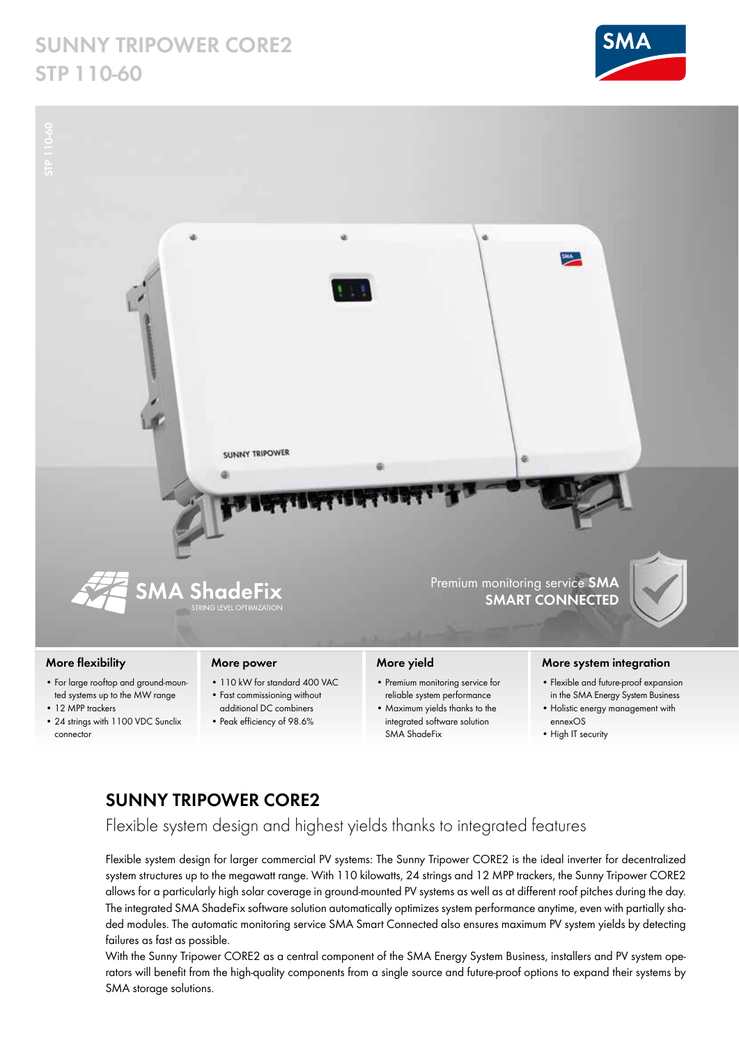# SUNNY TRIPOWER CORE2
# STP 110-60

SMA ShadeFix
STRING LEVEL OPTIMIZATION

Premium monitoring service **SMA SMART CONNECTED**

### More flexibility

- For large rooftop and ground-mounted systems up to the MW range
- 12 MPP trackers
- 24 strings with 1100 VDC Sunclix connector

### More power

- 110 kW for standard 400 VAC
- Fast commissioning without additional DC combiners
- Peak efficiency of 98.6%

### More yield

- Premium monitoring service for reliable system performance
- Maximum yields thanks to the integrated software solution SMA ShadeFix

### More system integration

- Flexible and future-proof expansion in the SMA Energy System Business
- Holistic energy management with ennexOS
- High IT security

## SUNNY TRIPOWER CORE2

Flexible system design and highest yields thanks to integrated features

Flexible system design for larger commercial PV systems: The Sunny Tripower CORE2 is the ideal inverter for decentralized system structures up to the megawatt range. With 110 kilowatts, 24 strings and 12 MPP trackers, the Sunny Tripower CORE2 allows for a particularly high solar coverage in ground-mounted PV systems as well as at different roof pitches during the day. The integrated SMA ShadeFix software solution automatically optimizes system performance anytime, even with partially shaded modules. The automatic monitoring service SMA Smart Connected also ensures maximum PV system yields by detecting failures as fast as possible.

With the Sunny Tripower CORE2 as a central component of the SMA Energy System Business, installers and PV system operators will benefit from the high-quality components from a single source and future-proof options to expand their systems by SMA storage solutions.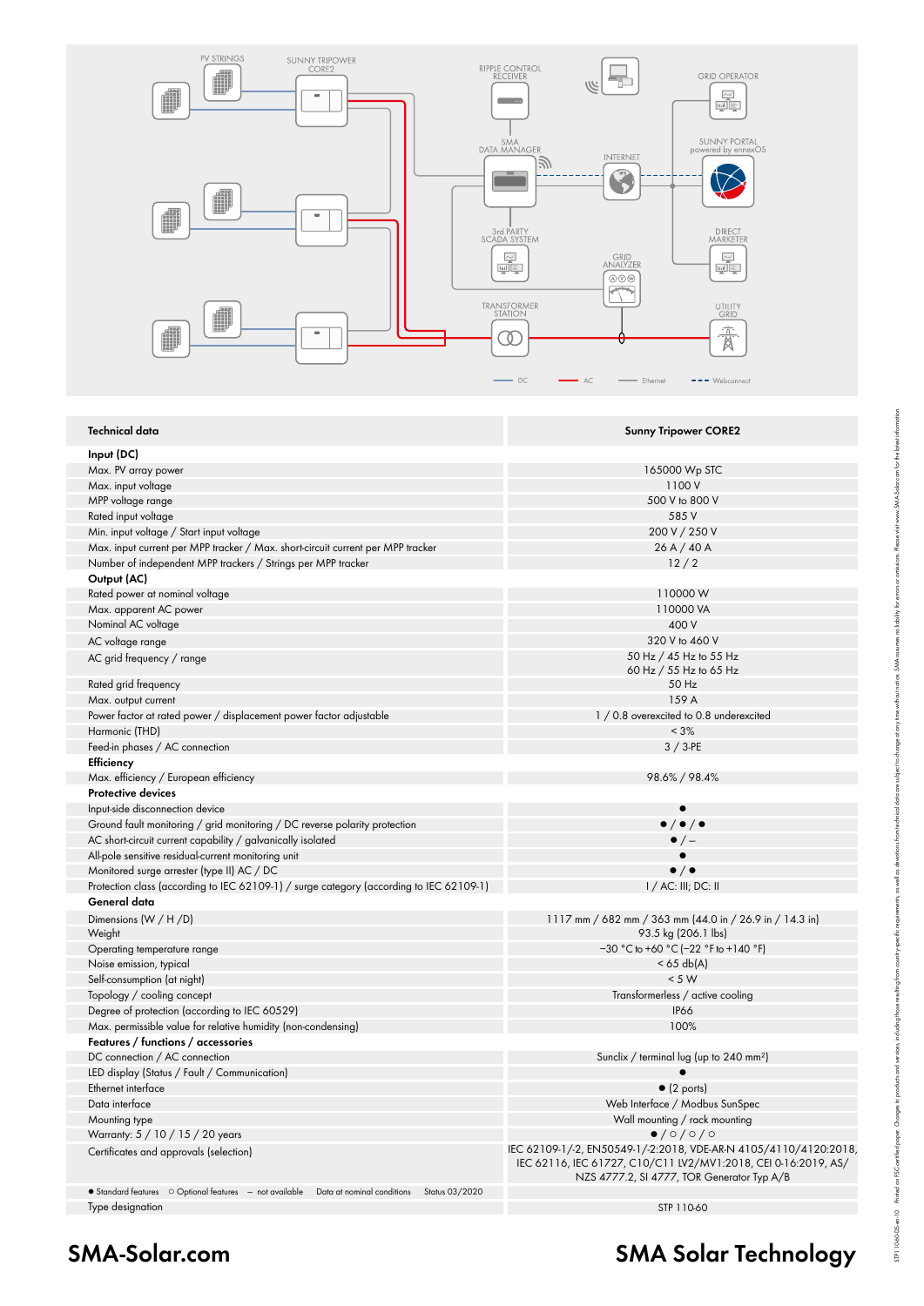PV STRINGS
SUNNY TRIPOWER CORE2
RIPPLE CONTROL RECEIVER
GRID OPERATOR
SMA DATA MANAGER
INTERNET
SUNNY PORTAL powered by ennexOS
3rd PARTY SCADA SYSTEM
GRID ANALYZER
DIRECT MARKETER
TRANSFORMER STATION
UTILITY GRID
DC
AC
Ethernet
Webconnect

| Technical data | Sunny Tripower CORE2 |
|---|---|
| **Input (DC)** | |
| Max. PV array power | 165000 Wp STC |
| Max. input voltage | 1100 V |
| MPP voltage range | 500 V to 800 V |
| Rated input voltage | 585 V |
| Min. input voltage / Start input voltage | 200 V / 250 V |
| Max. input current per MPP tracker / Max. short-circuit current per MPP tracker | 26 A / 40 A |
| Number of independent MPP trackers / Strings per MPP tracker | 12 / 2 |
| **Output (AC)** | |
| Rated power at nominal voltage | 110000 W |
| Max. apparent AC power | 110000 VA |
| Nominal AC voltage | 400 V |
| AC voltage range | 320 V to 460 V |
| AC grid frequency / range | 50 Hz / 45 Hz to 55 Hz<br>60 Hz / 55 Hz to 65 Hz |
| Rated grid frequency | 50 Hz |
| Max. output current | 159 A |
| Power factor at rated power / displacement power factor adjustable | 1 / 0.8 overexcited to 0.8 underexcited |
| Harmonic (THD) | < 3% |
| Feed-in phases / AC connection | 3 / 3-PE |
| **Efficiency** | |
| Max. efficiency / European efficiency | 98.6% / 98.4% |
| **Protective devices** | |
| Input-side disconnection device | ● |
| Ground fault monitoring / grid monitoring / DC reverse polarity protection | ● / ● / ● |
| AC short-circuit current capability / galvanically isolated | ● / – |
| All-pole sensitive residual-current monitoring unit | ● |
| Monitored surge arrester (type II) AC / DC | ● / ● |
| Protection class (according to IEC 62109-1) / surge category (according to IEC 62109-1) | I / AC: III; DC: II |
| **General data** | |
| Dimensions (W / H /D) | 1117 mm / 682 mm / 363 mm (44.0 in / 26.9 in / 14.3 in) |
| Weight | 93.5 kg (206.1 lbs) |
| Operating temperature range | −30 °C to +60 °C (−22 °F to +140 °F) |
| Noise emission, typical | < 65 db(A) |
| Self-consumption (at night) | < 5 W |
| Topology / cooling concept | Transformerless / active cooling |
| Degree of protection (according to IEC 60529) | IP66 |
| Max. permissible value for relative humidity (non-condensing) | 100% |
| **Features / functions / accessories** | |
| DC connection / AC connection | Sunclix / terminal lug (up to 240 mm²) |
| LED display (Status / Fault / Communication) | ● |
| Ethernet interface | ● (2 ports) |
| Data interface | Web Interface / Modbus SunSpec |
| Mounting type | Wall mounting / rack mounting |
| Warranty: 5 / 10 / 15 / 20 years | ● / ○ / ○ / ○ |
| Certificates and approvals (selection) | IEC 62109-1/-2, EN50549-1/-2:2018, VDE-AR-N 4105/4110/4120:2018, IEC 62116, IEC 61727, C10/C11 LV2/MV1:2018, CEI 0-16:2019, AS/NZS 4777.2, SI 4777, TOR Generator Typ A/B |
| ● Standard features ○ Optional features – not available Data at nominal conditions Status 03/2020 | |
| Type designation | STP 110-60 |

**SMA-Solar.com**

**SMA Solar Technology**

STP110-60-DS-en-10 Printed on FSC-certified paper. Changes to products and services, including those resulting from country-specific requirements, as well as deviations from technical data are subject to change at any time without notice. SMA assumes no liability for errors or omissions. Please visit www.SMA-Solar.com for the latest information.